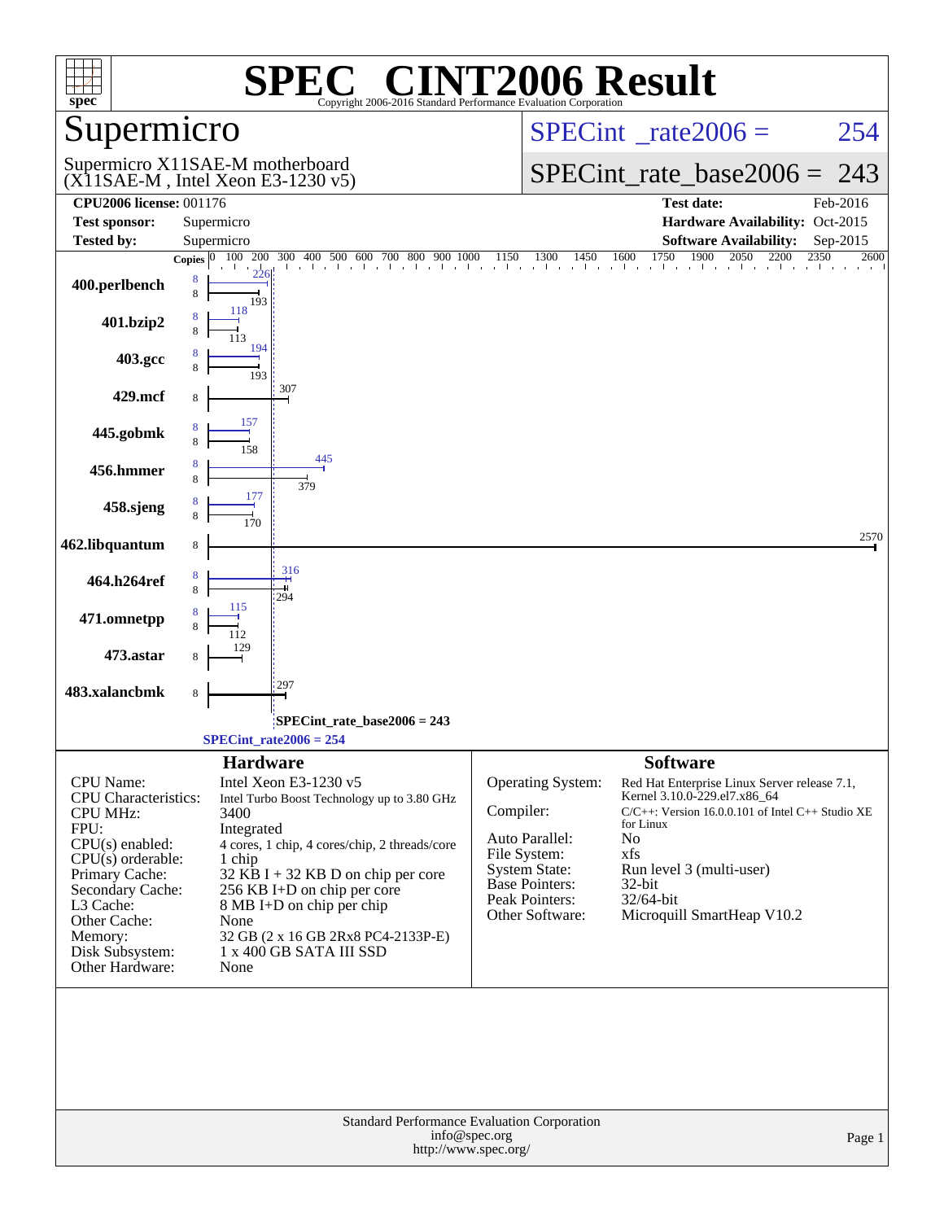# SPEC® CINT2006 Result

Copyright 2006-2016 Standard Performance Evaluation Corporation

## Supermicro

Supermicro X11SAE-M motherboard
(X11SAE-M , Intel Xeon E3-1230 v5)

SPECint_rate2006 = 254

SPECint_rate_base2006 = 243

| | | | |
|---|---|---|---|
| **CPU2006 license:** 001176 | | **Test date:** | Feb-2016 |
| **Test sponsor:** | Supermicro | **Hardware Availability:** | Oct-2015 |
| **Tested by:** | Supermicro | **Software Availability:** | Sep-2015 |

Copies 0 100 200 300 400 500 600 700 800 900 1000 1150 1300 1450 1600 1750 1900 2050 2200 2350 2600

400.perlbench 8 226
8 193

401.bzip2 8 118
8 113

403.gcc 8 194
8 193

429.mcf 8 307

445.gobmk 8 157
8 158

456.hmmer 8 445
8 379

458.sjeng 8 177
8 170

462.libquantum 8 2570

464.h264ref 8 316
8 294

471.omnetpp 8 115
8 112

473.astar 8 129

483.xalancbmk 8 297

SPECint_rate_base2006 = 243

SPECint_rate2006 = 254

### Hardware

| | |
|---|---|
| CPU Name: | Intel Xeon E3-1230 v5 |
| CPU Characteristics: | Intel Turbo Boost Technology up to 3.80 GHz |
| CPU MHz: | 3400 |
| FPU: | Integrated |
| CPU(s) enabled: | 4 cores, 1 chip, 4 cores/chip, 2 threads/core |
| CPU(s) orderable: | 1 chip |
| Primary Cache: | 32 KB I + 32 KB D on chip per core |
| Secondary Cache: | 256 KB I+D on chip per core |
| L3 Cache: | 8 MB I+D on chip per chip |
| Other Cache: | None |
| Memory: | 32 GB (2 x 16 GB 2Rx8 PC4-2133P-E) |
| Disk Subsystem: | 1 x 400 GB SATA III SSD |
| Other Hardware: | None |

### Software

| | |
|---|---|
| Operating System: | Red Hat Enterprise Linux Server release 7.1, Kernel 3.10.0-229.el7.x86_64 |
| Compiler: | C/C++: Version 16.0.0.101 of Intel C++ Studio XE for Linux |
| Auto Parallel: | No |
| File System: | xfs |
| System State: | Run level 3 (multi-user) |
| Base Pointers: | 32-bit |
| Peak Pointers: | 32/64-bit |
| Other Software: | Microquill SmartHeap V10.2 |

Standard Performance Evaluation Corporation
info@spec.org
http://www.spec.org/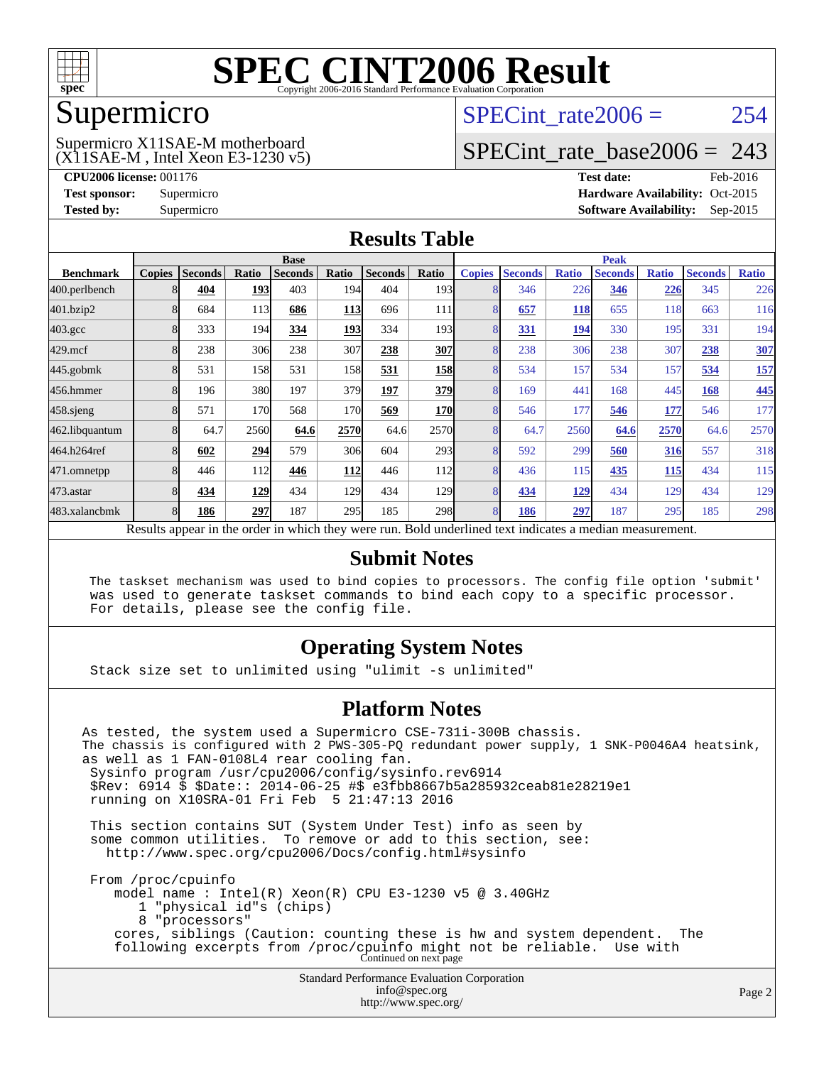# SPEC CINT2006 Result

Copyright 2006-2016 Standard Performance Evaluation Corporation

# Supermicro

Supermicro X11SAE-M motherboard
(X11SAE-M , Intel Xeon E3-1230 v5)

SPECint_rate2006 = 254

SPECint_rate_base2006 = 243

**CPU2006 license:** 001176
**Test sponsor:** Supermicro
**Tested by:** Supermicro

**Test date:** Feb-2016
**Hardware Availability:** Oct-2015
**Software Availability:** Sep-2015

## Results Table

| | Base | | | | | | | Peak | | | | | | |
|---|---|---|---|---|---|---|---|---|---|---|---|---|---|---|
| **Benchmark** | **Copies** | **Seconds** | **Ratio** | **Seconds** | **Ratio** | **Seconds** | **Ratio** | **Copies** | **Seconds** | **Ratio** | **Seconds** | **Ratio** | **Seconds** | **Ratio** |
| 400.perlbench | 8 | **404** | **193** | 403 | 194 | 404 | 193 | 8 | 346 | 226 | **346** | **226** | 345 | 226 |
| 401.bzip2 | 8 | 684 | 113 | **686** | **113** | 696 | 111 | 8 | **657** | **118** | 655 | 118 | 663 | 116 |
| 403.gcc | 8 | 333 | 194 | **334** | **193** | 334 | 193 | 8 | **331** | **194** | 330 | 195 | 331 | 194 |
| 429.mcf | 8 | 238 | 306 | 238 | 307 | **238** | **307** | 8 | 238 | 306 | 238 | 307 | **238** | **307** |
| 445.gobmk | 8 | 531 | 158 | 531 | 158 | **531** | **158** | 8 | 534 | 157 | 534 | 157 | **534** | **157** |
| 456.hmmer | 8 | 196 | 380 | 197 | 379 | **197** | **379** | 8 | 169 | 441 | 168 | 445 | **168** | **445** |
| 458.sjeng | 8 | 571 | 170 | 568 | 170 | **569** | **170** | 8 | 546 | 177 | **546** | **177** | 546 | 177 |
| 462.libquantum | 8 | 64.7 | 2560 | **64.6** | **2570** | 64.6 | 2570 | 8 | 64.7 | 2560 | **64.6** | **2570** | 64.6 | 2570 |
| 464.h264ref | 8 | **602** | **294** | 579 | 306 | 604 | 293 | 8 | 592 | 299 | **560** | **316** | 557 | 318 |
| 471.omnetpp | 8 | 446 | 112 | **446** | **112** | 446 | 112 | 8 | 436 | 115 | **435** | **115** | 434 | 115 |
| 473.astar | 8 | **434** | **129** | 434 | 129 | 434 | 129 | 8 | **434** | **129** | 434 | 129 | 434 | 129 |
| 483.xalancbmk | 8 | **186** | **297** | 187 | 295 | 185 | 298 | 8 | **186** | **297** | 187 | 295 | 185 | 298 |

Results appear in the order in which they were run. Bold underlined text indicates a median measurement.

## Submit Notes

```
The taskset mechanism was used to bind copies to processors. The config file option 'submit'
was used to generate taskset commands to bind each copy to a specific processor.
For details, please see the config file.
```

## Operating System Notes

```
Stack size set to unlimited using "ulimit -s unlimited"
```

## Platform Notes

```
As tested, the system used a Supermicro CSE-731i-300B chassis.
The chassis is configured with 2 PWS-305-PQ redundant power supply, 1 SNK-P0046A4 heatsink,
as well as 1 FAN-0108L4 rear cooling fan.
 Sysinfo program /usr/cpu2006/config/sysinfo.rev6914
 $Rev: 6914 $ $Date:: 2014-06-25 #$ e3fbb8667b5a285932ceab81e28219e1
 running on X10SRA-01 Fri Feb  5 21:47:13 2016

 This section contains SUT (System Under Test) info as seen by
 some common utilities.  To remove or add to this section, see:
   http://www.spec.org/cpu2006/Docs/config.html#sysinfo

 From /proc/cpuinfo
    model name : Intel(R) Xeon(R) CPU E3-1230 v5 @ 3.40GHz
       1 "physical id"s (chips)
       8 "processors"
    cores, siblings (Caution: counting these is hw and system dependent.  The
    following excerpts from /proc/cpuinfo might not be reliable.  Use with
```

Continued on next page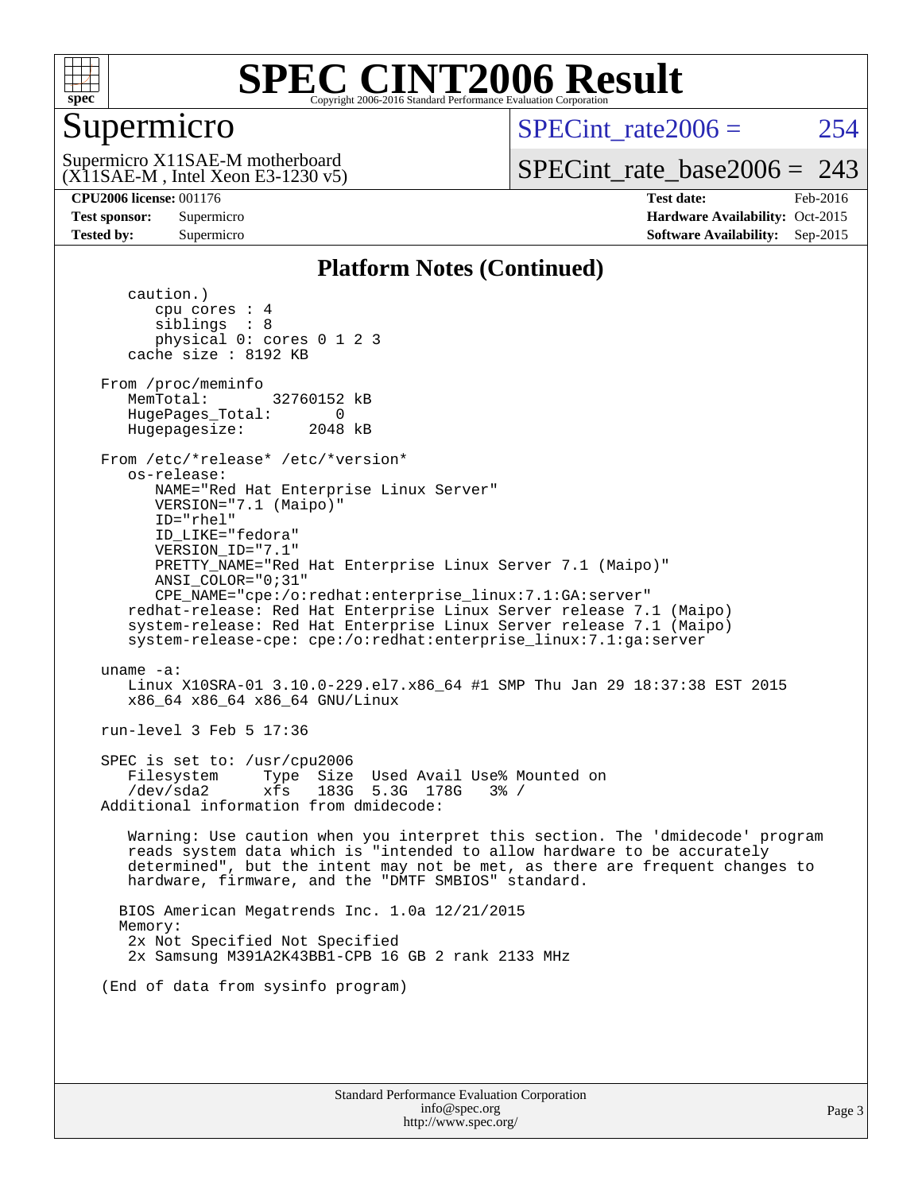## Platform Notes (Continued)

```
      caution.)
         cpu cores : 4
         siblings  : 8
         physical 0: cores 0 1 2 3
      cache size : 8192 KB

   From /proc/meminfo
      MemTotal:       32760152 kB
      HugePages_Total:       0
      Hugepagesize:       2048 kB

   From /etc/*release* /etc/*version*
      os-release:
         NAME="Red Hat Enterprise Linux Server"
         VERSION="7.1 (Maipo)"
         ID="rhel"
         ID_LIKE="fedora"
         VERSION_ID="7.1"
         PRETTY_NAME="Red Hat Enterprise Linux Server 7.1 (Maipo)"
         ANSI_COLOR="0;31"
         CPE_NAME="cpe:/o:redhat:enterprise_linux:7.1:GA:server"
      redhat-release: Red Hat Enterprise Linux Server release 7.1 (Maipo)
      system-release: Red Hat Enterprise Linux Server release 7.1 (Maipo)
      system-release-cpe: cpe:/o:redhat:enterprise_linux:7.1:ga:server

   uname -a:
      Linux X10SRA-01 3.10.0-229.el7.x86_64 #1 SMP Thu Jan 29 18:37:38 EST 2015
      x86_64 x86_64 x86_64 GNU/Linux

   run-level 3 Feb 5 17:36

   SPEC is set to: /usr/cpu2006
      Filesystem     Type  Size  Used Avail Use% Mounted on
      /dev/sda2      xfs   183G  5.3G  178G   3% /
   Additional information from dmidecode:

      Warning: Use caution when you interpret this section. The 'dmidecode' program
      reads system data which is "intended to allow hardware to be accurately
      determined", but the intent may not be met, as there are frequent changes to
      hardware, firmware, and the "DMTF SMBIOS" standard.

     BIOS American Megatrends Inc. 1.0a 12/21/2015
     Memory:
      2x Not Specified Not Specified
      2x Samsung M391A2K43BB1-CPB 16 GB 2 rank 2133 MHz

   (End of data from sysinfo program)
```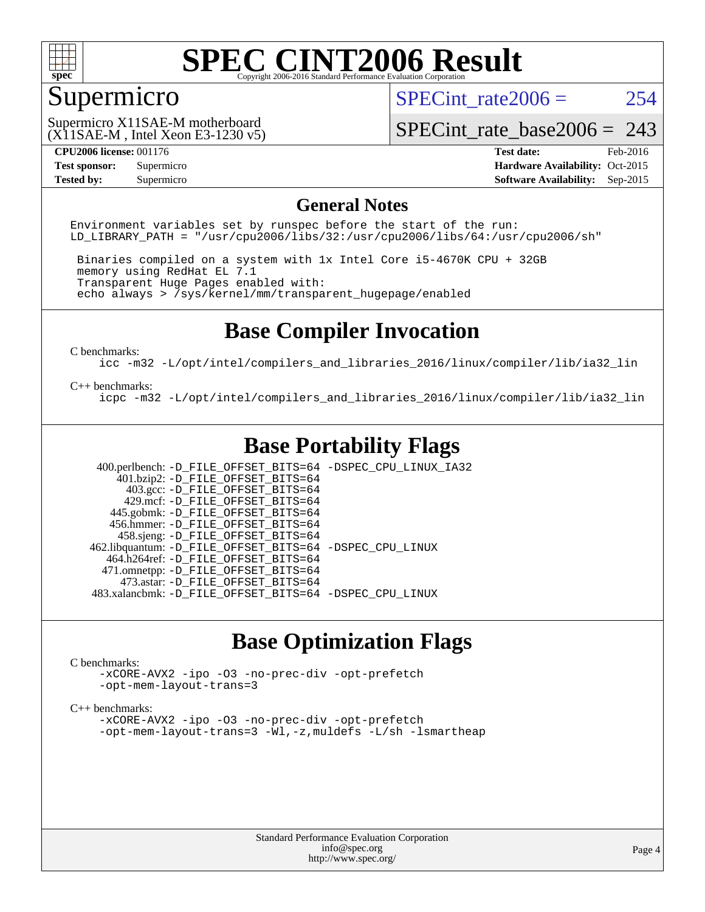# SPEC CINT2006 Result

Copyright 2006-2016 Standard Performance Evaluation Corporation

## Supermicro

Supermicro X11SAE-M motherboard
(X11SAE-M , Intel Xeon E3-1230 v5)

SPECint_rate2006 = 254

SPECint_rate_base2006 = 243

| | | | |
|---|---|---|---|
| **CPU2006 license:** 001176 | | **Test date:** | Feb-2016 |
| **Test sponsor:** | Supermicro | **Hardware Availability:** | Oct-2015 |
| **Tested by:** | Supermicro | **Software Availability:** | Sep-2015 |

## General Notes

```
Environment variables set by runspec before the start of the run:
LD_LIBRARY_PATH = "/usr/cpu2006/libs/32:/usr/cpu2006/libs/64:/usr/cpu2006/sh"

 Binaries compiled on a system with 1x Intel Core i5-4670K CPU + 32GB
 memory using RedHat EL 7.1
 Transparent Huge Pages enabled with:
 echo always > /sys/kernel/mm/transparent_hugepage/enabled
```

## Base Compiler Invocation

C benchmarks:

```
icc -m32 -L/opt/intel/compilers_and_libraries_2016/linux/compiler/lib/ia32_lin
```

C++ benchmarks:

```
icpc -m32 -L/opt/intel/compilers_and_libraries_2016/linux/compiler/lib/ia32_lin
```

## Base Portability Flags

```
   400.perlbench: -D_FILE_OFFSET_BITS=64 -DSPEC_CPU_LINUX_IA32
       401.bzip2: -D_FILE_OFFSET_BITS=64
         403.gcc: -D_FILE_OFFSET_BITS=64
         429.mcf: -D_FILE_OFFSET_BITS=64
       445.gobmk: -D_FILE_OFFSET_BITS=64
      456.hmmer: -D_FILE_OFFSET_BITS=64
       458.sjeng: -D_FILE_OFFSET_BITS=64
  462.libquantum: -D_FILE_OFFSET_BITS=64 -DSPEC_CPU_LINUX
     464.h264ref: -D_FILE_OFFSET_BITS=64
     471.omnetpp: -D_FILE_OFFSET_BITS=64
       473.astar: -D_FILE_OFFSET_BITS=64
   483.xalancbmk: -D_FILE_OFFSET_BITS=64 -DSPEC_CPU_LINUX
```

## Base Optimization Flags

C benchmarks:

```
-xCORE-AVX2 -ipo -O3 -no-prec-div -opt-prefetch
-opt-mem-layout-trans=3
```

C++ benchmarks:

```
-xCORE-AVX2 -ipo -O3 -no-prec-div -opt-prefetch
-opt-mem-layout-trans=3 -Wl,-z,muldefs -L/sh -lsmartheap
```

Standard Performance Evaluation Corporation
info@spec.org
http://www.spec.org/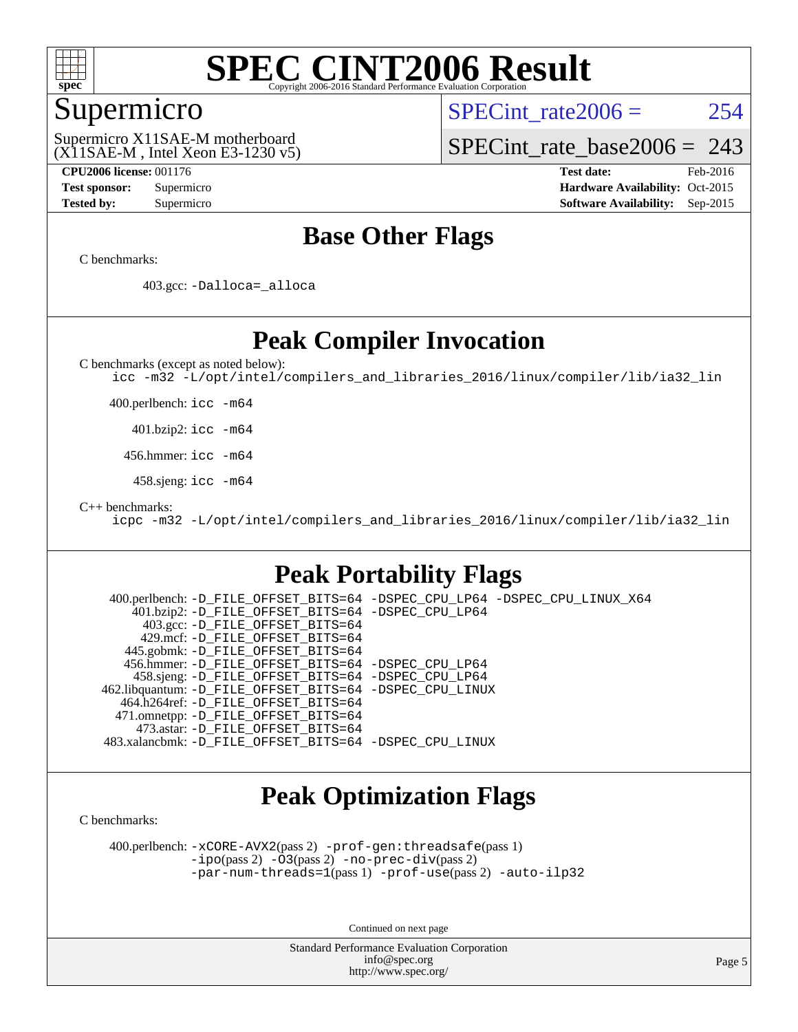# SPEC CINT2006 Result

Copyright 2006-2016 Standard Performance Evaluation Corporation

## Supermicro

Supermicro X11SAE-M motherboard
(X11SAE-M , Intel Xeon E3-1230 v5)

SPECint_rate2006 = 254

SPECint_rate_base2006 = 243

**CPU2006 license:** 001176
**Test sponsor:** Supermicro
**Tested by:** Supermicro

**Test date:** Feb-2016
**Hardware Availability:** Oct-2015
**Software Availability:** Sep-2015

## Base Other Flags

C benchmarks:

403.gcc: `-Dalloca=_alloca`

## Peak Compiler Invocation

C benchmarks (except as noted below):

`icc -m32 -L/opt/intel/compilers_and_libraries_2016/linux/compiler/lib/ia32_lin`

400.perlbench: `icc -m64`

401.bzip2: `icc -m64`

456.hmmer: `icc -m64`

458.sjeng: `icc -m64`

C++ benchmarks:

`icpc -m32 -L/opt/intel/compilers_and_libraries_2016/linux/compiler/lib/ia32_lin`

## Peak Portability Flags

400.perlbench: `-D_FILE_OFFSET_BITS=64 -DSPEC_CPU_LP64 -DSPEC_CPU_LINUX_X64`
401.bzip2: `-D_FILE_OFFSET_BITS=64 -DSPEC_CPU_LP64`
403.gcc: `-D_FILE_OFFSET_BITS=64`
429.mcf: `-D_FILE_OFFSET_BITS=64`
445.gobmk: `-D_FILE_OFFSET_BITS=64`
456.hmmer: `-D_FILE_OFFSET_BITS=64 -DSPEC_CPU_LP64`
458.sjeng: `-D_FILE_OFFSET_BITS=64 -DSPEC_CPU_LP64`
462.libquantum: `-D_FILE_OFFSET_BITS=64 -DSPEC_CPU_LINUX`
464.h264ref: `-D_FILE_OFFSET_BITS=64`
471.omnetpp: `-D_FILE_OFFSET_BITS=64`
473.astar: `-D_FILE_OFFSET_BITS=64`
483.xalancbmk: `-D_FILE_OFFSET_BITS=64 -DSPEC_CPU_LINUX`

## Peak Optimization Flags

C benchmarks:

400.perlbench: `-xCORE-AVX2`(pass 2) `-prof-gen:threadsafe`(pass 1) `-ipo`(pass 2) `-O3`(pass 2) `-no-prec-div`(pass 2) `-par-num-threads=1`(pass 1) `-prof-use`(pass 2) `-auto-ilp32`

Continued on next page

Standard Performance Evaluation Corporation
info@spec.org
http://www.spec.org/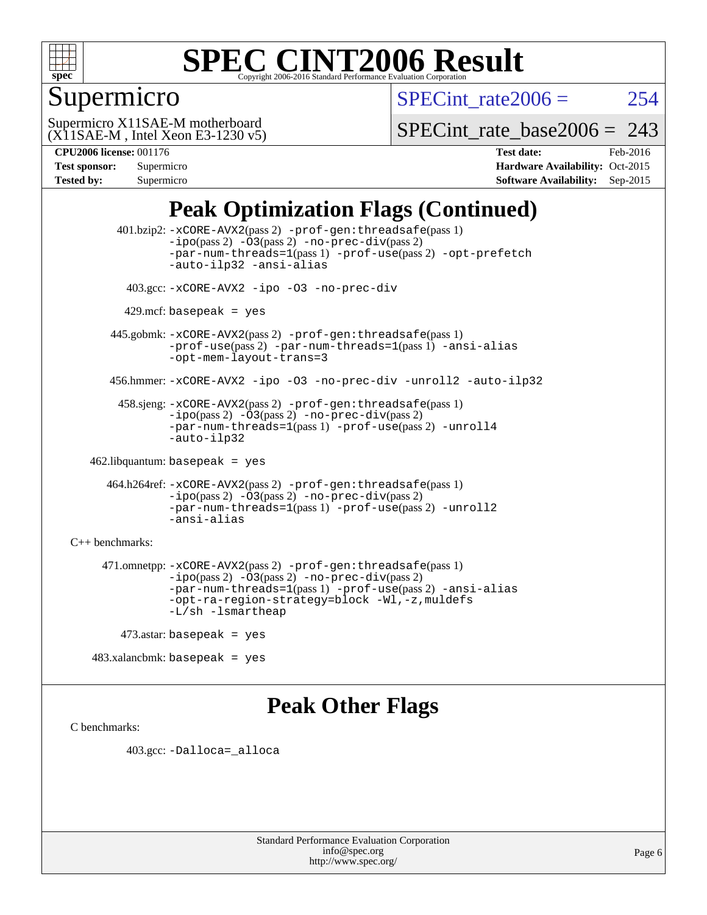# SPEC CINT2006 Result

Copyright 2006-2016 Standard Performance Evaluation Corporation

## Supermicro

Supermicro X11SAE-M motherboard
(X11SAE-M , Intel Xeon E3-1230 v5)

SPECint_rate2006 = 254

SPECint_rate_base2006 = 243

| | | | |
|---|---|---|---|
| **CPU2006 license:** | 001176 | **Test date:** | Feb-2016 |
| **Test sponsor:** | Supermicro | **Hardware Availability:** | Oct-2015 |
| **Tested by:** | Supermicro | **Software Availability:** | Sep-2015 |

## Peak Optimization Flags (Continued)

401.bzip2: -xCORE-AVX2(pass 2) -prof-gen:threadsafe(pass 1) -ipo(pass 2) -O3(pass 2) -no-prec-div(pass 2) -par-num-threads=1(pass 1) -prof-use(pass 2) -opt-prefetch -auto-ilp32 -ansi-alias

403.gcc: -xCORE-AVX2 -ipo -O3 -no-prec-div

429.mcf: basepeak = yes

445.gobmk: -xCORE-AVX2(pass 2) -prof-gen:threadsafe(pass 1) -prof-use(pass 2) -par-num-threads=1(pass 1) -ansi-alias -opt-mem-layout-trans=3

456.hmmer: -xCORE-AVX2 -ipo -O3 -no-prec-div -unroll2 -auto-ilp32

458.sjeng: -xCORE-AVX2(pass 2) -prof-gen:threadsafe(pass 1) -ipo(pass 2) -O3(pass 2) -no-prec-div(pass 2) -par-num-threads=1(pass 1) -prof-use(pass 2) -unroll4 -auto-ilp32

462.libquantum: basepeak = yes

464.h264ref: -xCORE-AVX2(pass 2) -prof-gen:threadsafe(pass 1) -ipo(pass 2) -O3(pass 2) -no-prec-div(pass 2) -par-num-threads=1(pass 1) -prof-use(pass 2) -unroll2 -ansi-alias

C++ benchmarks:

471.omnetpp: -xCORE-AVX2(pass 2) -prof-gen:threadsafe(pass 1) -ipo(pass 2) -O3(pass 2) -no-prec-div(pass 2) -par-num-threads=1(pass 1) -prof-use(pass 2) -ansi-alias -opt-ra-region-strategy=block -Wl,-z,muldefs -L/sh -lsmartheap

473.astar: basepeak = yes

483.xalancbmk: basepeak = yes

## Peak Other Flags

C benchmarks:

403.gcc: -Dalloca=_alloca

Standard Performance Evaluation Corporation
info@spec.org
http://www.spec.org/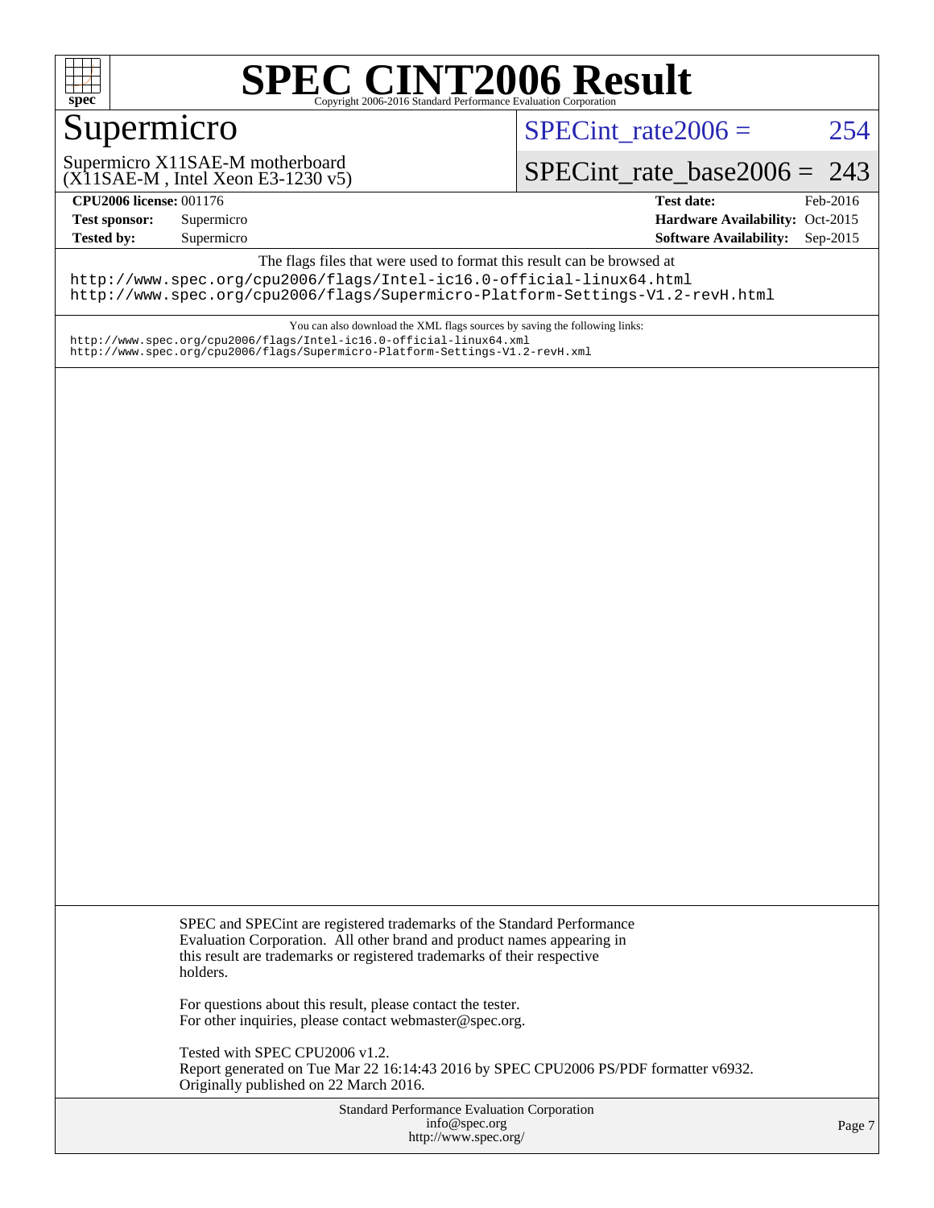# SPEC CINT2006 Result

Copyright 2006-2016 Standard Performance Evaluation Corporation

## Supermicro

Supermicro X11SAE-M motherboard
(X11SAE-M , Intel Xeon E3-1230 v5)

SPECint_rate2006 = 254

SPECint_rate_base2006 = 243

| | | | |
|---|---|---|---|
| **CPU2006 license:** | 001176 | **Test date:** | Feb-2016 |
| **Test sponsor:** | Supermicro | **Hardware Availability:** | Oct-2015 |
| **Tested by:** | Supermicro | **Software Availability:** | Sep-2015 |

The flags files that were used to format this result can be browsed at

```
http://www.spec.org/cpu2006/flags/Intel-ic16.0-official-linux64.html
http://www.spec.org/cpu2006/flags/Supermicro-Platform-Settings-V1.2-revH.html
```

You can also download the XML flags sources by saving the following links:

```
http://www.spec.org/cpu2006/flags/Intel-ic16.0-official-linux64.xml
http://www.spec.org/cpu2006/flags/Supermicro-Platform-Settings-V1.2-revH.xml
```

SPEC and SPECint are registered trademarks of the Standard Performance Evaluation Corporation. All other brand and product names appearing in this result are trademarks or registered trademarks of their respective holders.

For questions about this result, please contact the tester.
For other inquiries, please contact webmaster@spec.org.

Tested with SPEC CPU2006 v1.2.
Report generated on Tue Mar 22 16:14:43 2016 by SPEC CPU2006 PS/PDF formatter v6932.
Originally published on 22 March 2016.

Standard Performance Evaluation Corporation
info@spec.org
http://www.spec.org/